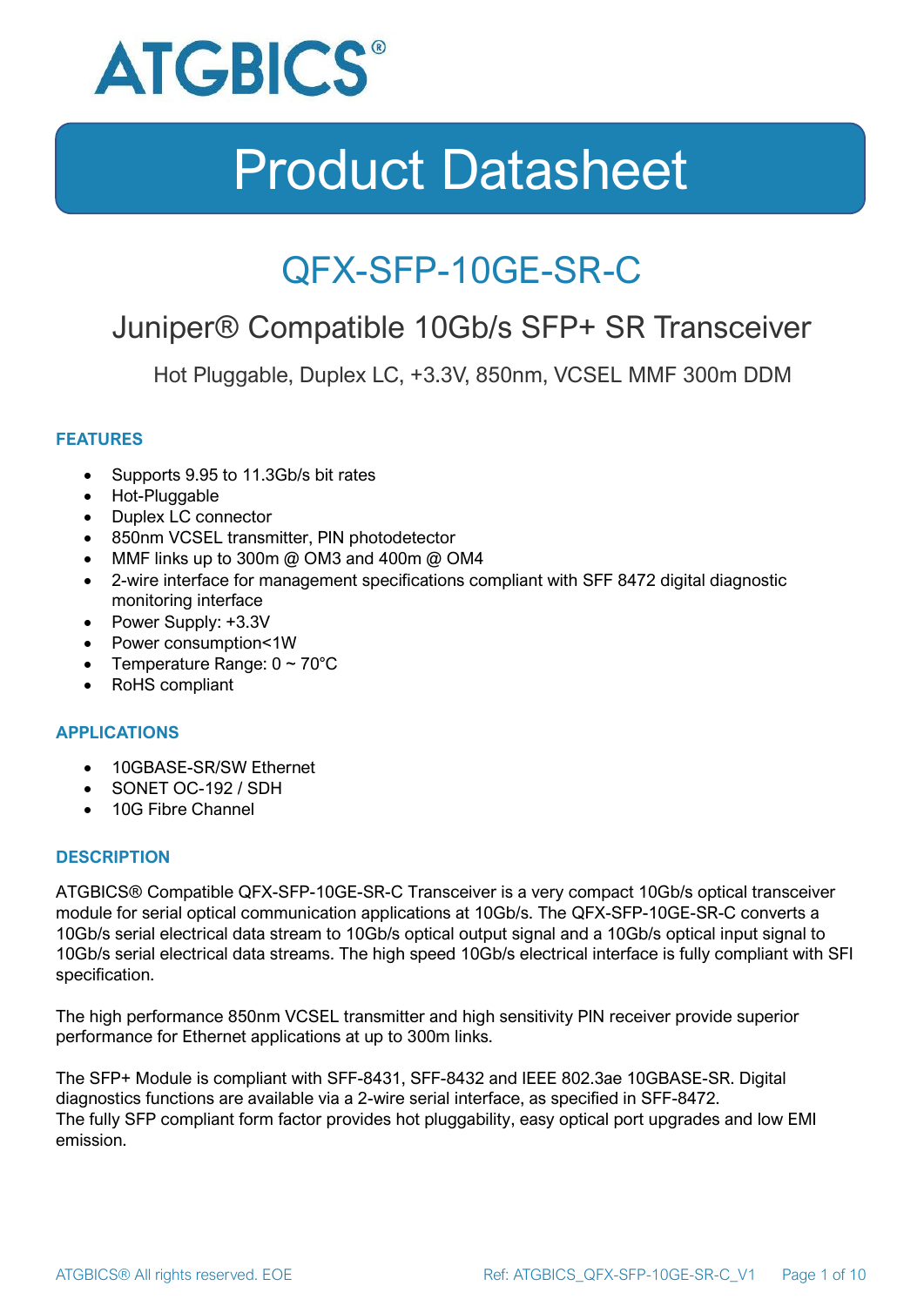ATGBICS®

# Product Datasheet

## QFX-SFP-10GE-SR-C

### Juniper® Compatible 10Gb/s SFP+ SR Transceiver

Hot Pluggable, Duplex LC, +3.3V, 850nm, VCSEL MMF 300m DDM

#### FEATURES

- Supports 9.95 to 11.3Gb/s bit rates
- Hot-Pluggable
- Duplex LC connector
- 850nm VCSEL transmitter, PIN photodetector
- MMF links up to 300m @ OM3 and 400m @ OM4
- 2-wire interface for management specifications compliant with SFF 8472 digital diagnostic monitoring interface
- Power Supply: +3.3V
- Power consumption<1W
- Temperature Range: 0 ~ 70°C
- RoHS compliant

#### APPLICATIONS

- 10GBASE-SR/SW Ethernet
- SONET OC-192 / SDH
- 10G Fibre Channel

#### DESCRIPTION

ATGBICS® Compatible QFX-SFP-10GE-SR-C Transceiver is a very compact 10Gb/s optical transceiver module for serial optical communication applications at 10Gb/s. The QFX-SFP-10GE-SR-C converts a 10Gb/s serial electrical data stream to 10Gb/s optical output signal and a 10Gb/s optical input signal to 10Gb/s serial electrical data streams. The high speed 10Gb/s electrical interface is fully compliant with SFI specification.

The high performance 850nm VCSEL transmitter and high sensitivity PIN receiver provide superior performance for Ethernet applications at up to 300m links.

The SFP+ Module is compliant with SFF-8431, SFF-8432 and IEEE 802.3ae 10GBASE-SR. Digital diagnostics functions are available via a 2-wire serial interface, as specified in SFF-8472.
The fully SFP compliant form factor provides hot pluggability, easy optical port upgrades and low EMI emission.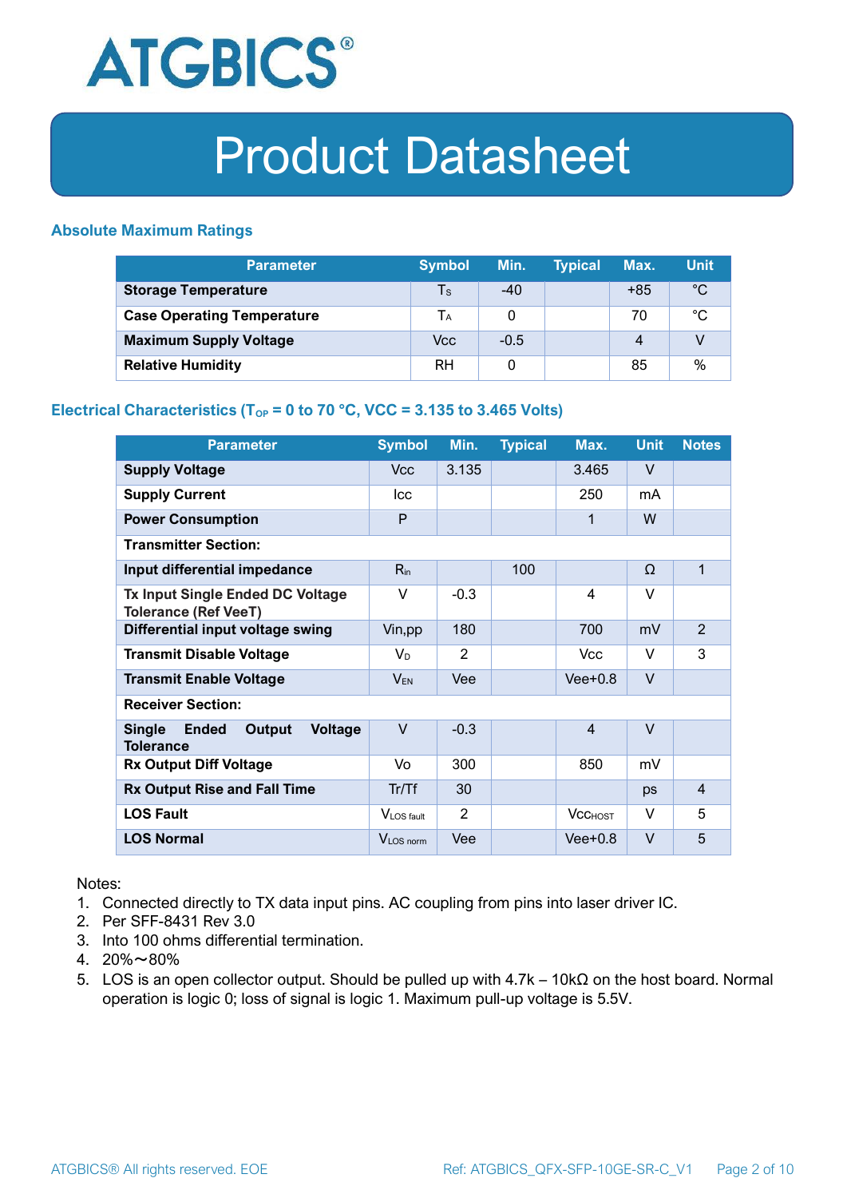# Product Datasheet

## Absolute Maximum Ratings

| Parameter | Symbol | Min. | Typical | Max. | Unit |
|---|---|---|---|---|---|
| **Storage Temperature** | $T_S$ | -40 | | +85 | °C |
| **Case Operating Temperature** | $T_A$ | 0 | | 70 | °C |
| **Maximum Supply Voltage** | Vcc | -0.5 | | 4 | V |
| **Relative Humidity** | RH | 0 | | 85 | % |

## Electrical Characteristics ($T_{OP}$ = 0 to 70 °C, VCC = 3.135 to 3.465 Volts)

| Parameter | Symbol | Min. | Typical | Max. | Unit | Notes |
|---|---|---|---|---|---|---|
| **Supply Voltage** | Vcc | 3.135 | | 3.465 | V | |
| **Supply Current** | Icc | | | 250 | mA | |
| **Power Consumption** | P | | | 1 | W | |
| **Transmitter Section:** | | | | | | |
| **Input differential impedance** | $R_{in}$ | | 100 | | Ω | 1 |
| **Tx Input Single Ended DC Voltage Tolerance (Ref VeeT)** | V | -0.3 | | 4 | V | |
| **Differential input voltage swing** | Vin,pp | 180 | | 700 | mV | 2 |
| **Transmit Disable Voltage** | $V_D$ | 2 | | Vcc | V | 3 |
| **Transmit Enable Voltage** | $V_{EN}$ | Vee | | Vee+0.8 | V | |
| **Receiver Section:** | | | | | | |
| **Single Ended Output Voltage Tolerance** | V | -0.3 | | 4 | V | |
| **Rx Output Diff Voltage** | Vo | 300 | | 850 | mV | |
| **Rx Output Rise and Fall Time** | Tr/Tf | 30 | | | ps | 4 |
| **LOS Fault** | $V_{LOS\ fault}$ | 2 | | $Vcc_{HOST}$ | V | 5 |
| **LOS Normal** | $V_{LOS\ norm}$ | Vee | | Vee+0.8 | V | 5 |

Notes:

1. Connected directly to TX data input pins. AC coupling from pins into laser driver IC.
2. Per SFF-8431 Rev 3.0
3. Into 100 ohms differential termination.
4. 20%～80%
5. LOS is an open collector output. Should be pulled up with 4.7k – 10kΩ on the host board. Normal operation is logic 0; loss of signal is logic 1. Maximum pull-up voltage is 5.5V.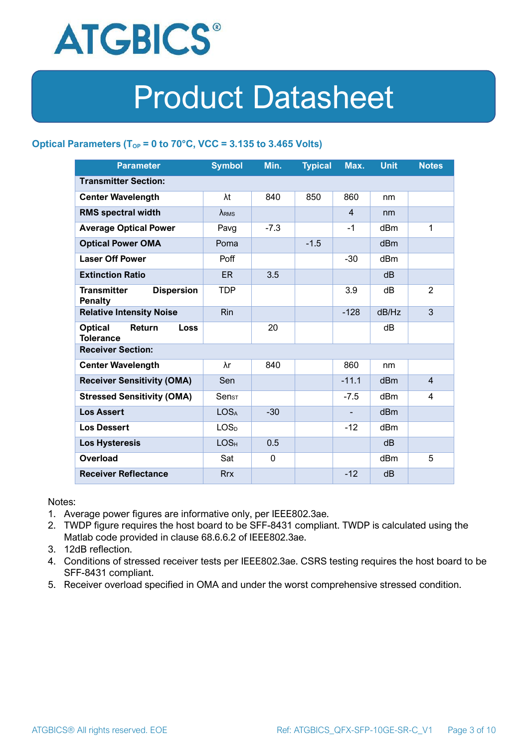## Optical Parameters ($T_{OP}$ = 0 to 70°C, VCC = 3.135 to 3.465 Volts)

| Parameter | Symbol | Min. | Typical | Max. | Unit | Notes |
|---|---|---|---|---|---|---|
| **Transmitter Section:** | | | | | | |
| **Center Wavelength** | λt | 840 | 850 | 860 | nm | |
| **RMS spectral width** | $\lambda_{RMS}$ | | | 4 | nm | |
| **Average Optical Power** | Pavg | -7.3 | | -1 | dBm | 1 |
| **Optical Power OMA** | Poma | | -1.5 | | dBm | |
| **Laser Off Power** | Poff | | | -30 | dBm | |
| **Extinction Ratio** | ER | 3.5 | | | dB | |
| **Transmitter Dispersion Penalty** | TDP | | | 3.9 | dB | 2 |
| **Relative Intensity Noise** | Rin | | | -128 | dB/Hz | 3 |
| **Optical Return Loss Tolerance** | | 20 | | | dB | |
| **Receiver Section:** | | | | | | |
| **Center Wavelength** | λr | 840 | | 860 | nm | |
| **Receiver Sensitivity (OMA)** | Sen | | | -11.1 | dBm | 4 |
| **Stressed Sensitivity (OMA)** | $Sen_{ST}$ | | | -7.5 | dBm | 4 |
| **Los Assert** | $LOS_A$ | -30 | | - | dBm | |
| **Los Dessert** | $LOS_D$ | | | -12 | dBm | |
| **Los Hysteresis** | $LOS_H$ | 0.5 | | | dB | |
| **Overload** | Sat | 0 | | | dBm | 5 |
| **Receiver Reflectance** | Rrx | | | -12 | dB | |

Notes:

1. Average power figures are informative only, per IEEE802.3ae.
2. TWDP figure requires the host board to be SFF-8431 compliant. TWDP is calculated using the Matlab code provided in clause 68.6.6.2 of IEEE802.3ae.
3. 12dB reflection.
4. Conditions of stressed receiver tests per IEEE802.3ae. CSRS testing requires the host board to be SFF-8431 compliant.
5. Receiver overload specified in OMA and under the worst comprehensive stressed condition.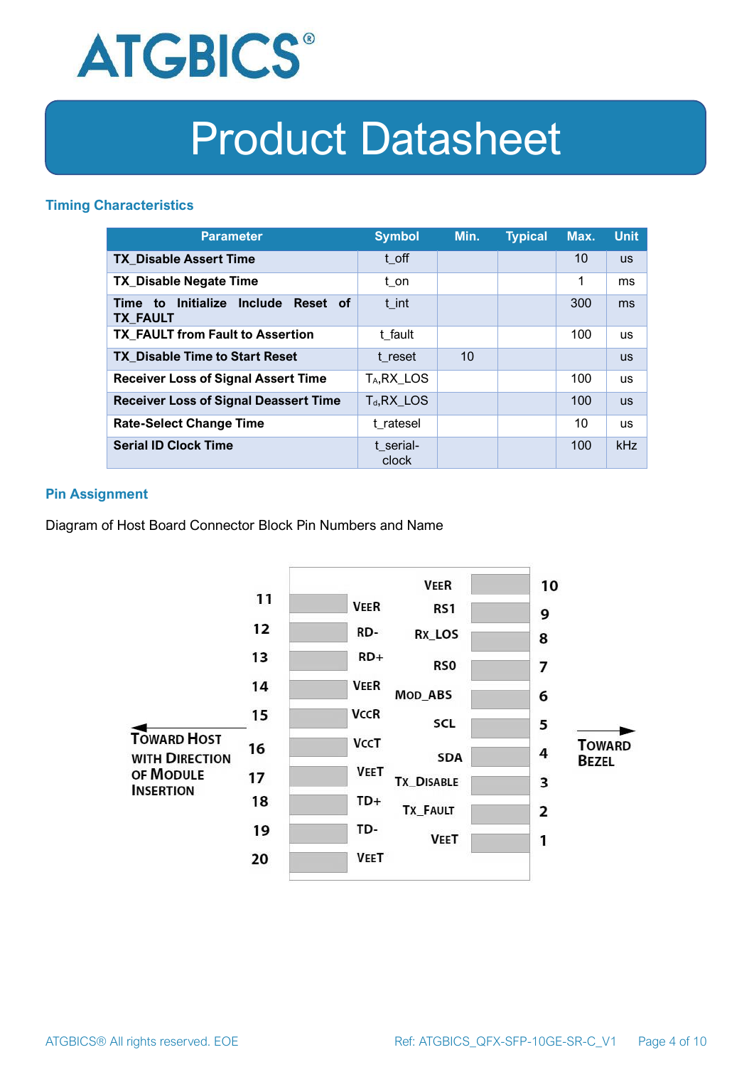### Timing Characteristics

| Parameter | Symbol | Min. | Typical | Max. | Unit |
|---|---|---|---|---|---|
| **TX_Disable Assert Time** | t_off | | | 10 | us |
| **TX_Disable Negate Time** | t_on | | | 1 | ms |
| **Time to Initialize Include Reset of TX_FAULT** | t_int | | | 300 | ms |
| **TX_FAULT from Fault to Assertion** | t_fault | | | 100 | us |
| **TX_Disable Time to Start Reset** | t_reset | 10 | | | us |
| **Receiver Loss of Signal Assert Time** | $T_A$,RX_LOS | | | 100 | us |
| **Receiver Loss of Signal Deassert Time** | $T_d$,RX_LOS | | | 100 | us |
| **Rate-Select Change Time** | t_ratesel | | | 10 | us |
| **Serial ID Clock Time** | t_serial-clock | | | 100 | kHz |

### Pin Assignment

Diagram of Host Board Connector Block Pin Numbers and Name

| Pin | Name | Pin | Name |
|---|---|---|---|
| 11 | VEER | 10 | VEER |
| 12 | RD- | 9 | RS1 |
| 13 | RD+ | 8 | RX_LOS |
| 14 | VEER | 7 | RS0 |
| 15 | VCCR | 6 | MOD_ABS |
| 16 | VCCT | 5 | SCL |
| 17 | VEET | 4 | SDA |
| 18 | TD+ | 3 | TX_DISABLE |
| 19 | TD- | 2 | TX_FAULT |
| 20 | VEET | 1 | VEET |

← TOWARD HOST WITH DIRECTION OF MODULE INSERTION

TOWARD BEZEL →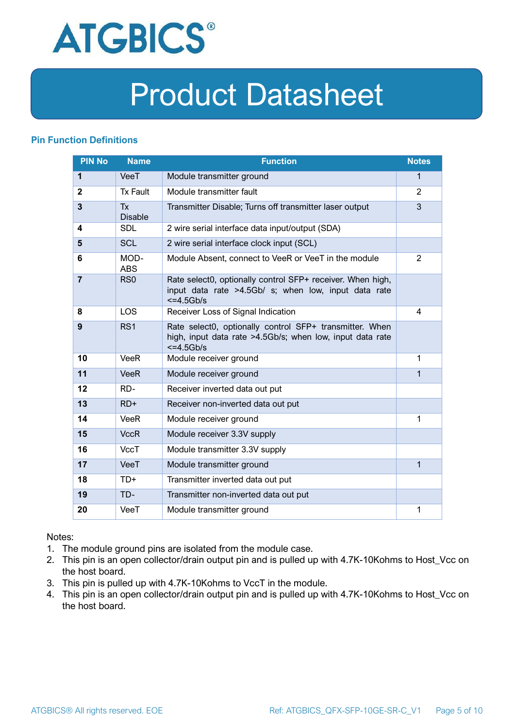## Pin Function Definitions

| PIN No | Name | Function | Notes |
|---|---|---|---|
| **1** | VeeT | Module transmitter ground | 1 |
| **2** | Tx Fault | Module transmitter fault | 2 |
| **3** | Tx Disable | Transmitter Disable; Turns off transmitter laser output | 3 |
| **4** | SDL | 2 wire serial interface data input/output (SDA) | |
| **5** | SCL | 2 wire serial interface clock input (SCL) | |
| **6** | MOD-ABS | Module Absent, connect to VeeR or VeeT in the module | 2 |
| **7** | RS0 | Rate select0, optionally control SFP+ receiver. When high, input data rate >4.5Gb/ s; when low, input data rate <=4.5Gb/s | |
| **8** | LOS | Receiver Loss of Signal Indication | 4 |
| **9** | RS1 | Rate select0, optionally control SFP+ transmitter. When high, input data rate >4.5Gb/s; when low, input data rate <=4.5Gb/s | |
| **10** | VeeR | Module receiver ground | 1 |
| **11** | VeeR | Module receiver ground | 1 |
| **12** | RD- | Receiver inverted data out put | |
| **13** | RD+ | Receiver non-inverted data out put | |
| **14** | VeeR | Module receiver ground | 1 |
| **15** | VccR | Module receiver 3.3V supply | |
| **16** | VccT | Module transmitter 3.3V supply | |
| **17** | VeeT | Module transmitter ground | 1 |
| **18** | TD+ | Transmitter inverted data out put | |
| **19** | TD- | Transmitter non-inverted data out put | |
| **20** | VeeT | Module transmitter ground | 1 |

Notes:

1. The module ground pins are isolated from the module case.
2. This pin is an open collector/drain output pin and is pulled up with 4.7K-10Kohms to Host_Vcc on the host board.
3. This pin is pulled up with 4.7K-10Kohms to VccT in the module.
4. This pin is an open collector/drain output pin and is pulled up with 4.7K-10Kohms to Host_Vcc on the host board.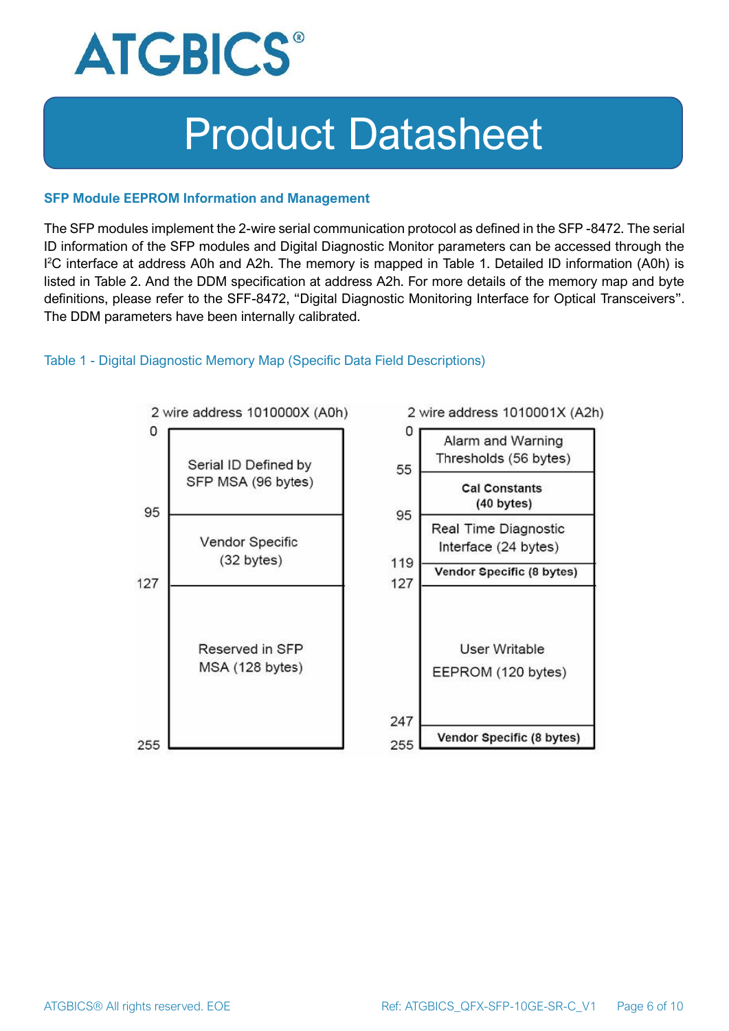## SFP Module EEPROM Information and Management

The SFP modules implement the 2-wire serial communication protocol as defined in the SFP -8472. The serial ID information of the SFP modules and Digital Diagnostic Monitor parameters can be accessed through the I$^2$C interface at address A0h and A2h. The memory is mapped in Table 1. Detailed ID information (A0h) is listed in Table 2. And the DDM specification at address A2h. For more details of the memory map and byte definitions, please refer to the SFF-8472, "Digital Diagnostic Monitoring Interface for Optical Transceivers". The DDM parameters have been internally calibrated.

Table 1 - Digital Diagnostic Memory Map (Specific Data Field Descriptions)

**2 wire address 1010000X (A0h)**

| Address | Content |
|---|---|
| 0–95 | Serial ID Defined by SFP MSA (96 bytes) |
| 95–127 | Vendor Specific (32 bytes) |
| 127–255 | Reserved in SFP MSA (128 bytes) |

**2 wire address 1010001X (A2h)**

| Address | Content |
|---|---|
| 0–55 | Alarm and Warning Thresholds (56 bytes) |
| 55–95 | Cal Constants (40 bytes) |
| 95–119 | Real Time Diagnostic Interface (24 bytes) |
| 119–127 | Vendor Specific (8 bytes) |
| 127–247 | User Writable EEPROM (120 bytes) |
| 247–255 | Vendor Specific (8 bytes) |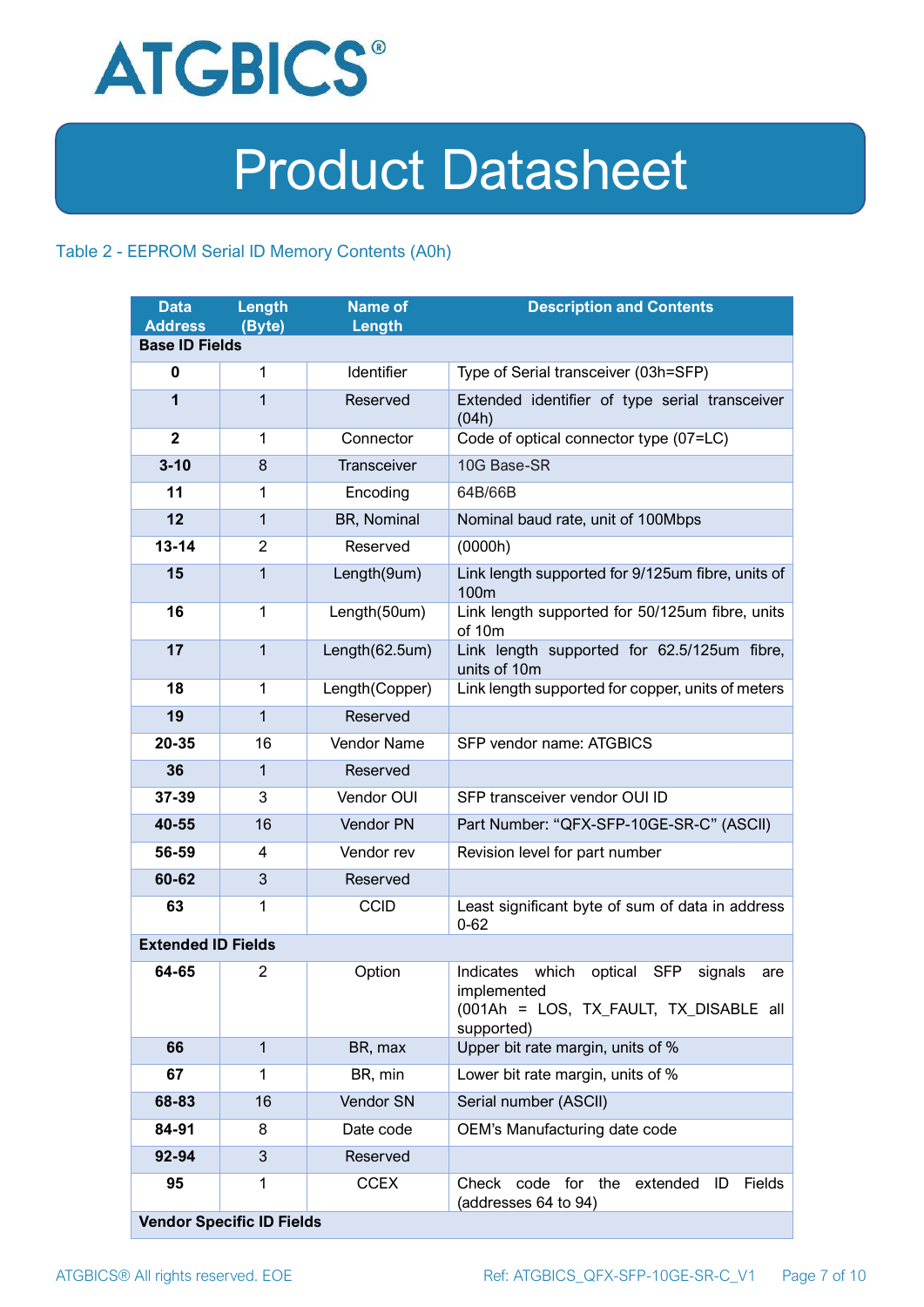Table 2 - EEPROM Serial ID Memory Contents (A0h)

| Data Address | Length (Byte) | Name of Length | Description and Contents |
|---|---|---|---|
| **Base ID Fields** | | | |
| **0** | 1 | Identifier | Type of Serial transceiver (03h=SFP) |
| **1** | 1 | Reserved | Extended identifier of type serial transceiver (04h) |
| **2** | 1 | Connector | Code of optical connector type (07=LC) |
| **3-10** | 8 | Transceiver | 10G Base-SR |
| **11** | 1 | Encoding | 64B/66B |
| **12** | 1 | BR, Nominal | Nominal baud rate, unit of 100Mbps |
| **13-14** | 2 | Reserved | (0000h) |
| **15** | 1 | Length(9um) | Link length supported for 9/125um fibre, units of 100m |
| **16** | 1 | Length(50um) | Link length supported for 50/125um fibre, units of 10m |
| **17** | 1 | Length(62.5um) | Link length supported for 62.5/125um fibre, units of 10m |
| **18** | 1 | Length(Copper) | Link length supported for copper, units of meters |
| **19** | 1 | Reserved | |
| **20-35** | 16 | Vendor Name | SFP vendor name: ATGBICS |
| **36** | 1 | Reserved | |
| **37-39** | 3 | Vendor OUI | SFP transceiver vendor OUI ID |
| **40-55** | 16 | Vendor PN | Part Number: "QFX-SFP-10GE-SR-C" (ASCII) |
| **56-59** | 4 | Vendor rev | Revision level for part number |
| **60-62** | 3 | Reserved | |
| **63** | 1 | CCID | Least significant byte of sum of data in address 0-62 |
| **Extended ID Fields** | | | |
| **64-65** | 2 | Option | Indicates which optical SFP signals are implemented (001Ah = LOS, TX_FAULT, TX_DISABLE all supported) |
| **66** | 1 | BR, max | Upper bit rate margin, units of % |
| **67** | 1 | BR, min | Lower bit rate margin, units of % |
| **68-83** | 16 | Vendor SN | Serial number (ASCII) |
| **84-91** | 8 | Date code | OEM's Manufacturing date code |
| **92-94** | 3 | Reserved | |
| **95** | 1 | CCEX | Check code for the extended ID Fields (addresses 64 to 94) |
| **Vendor Specific ID Fields** | | | |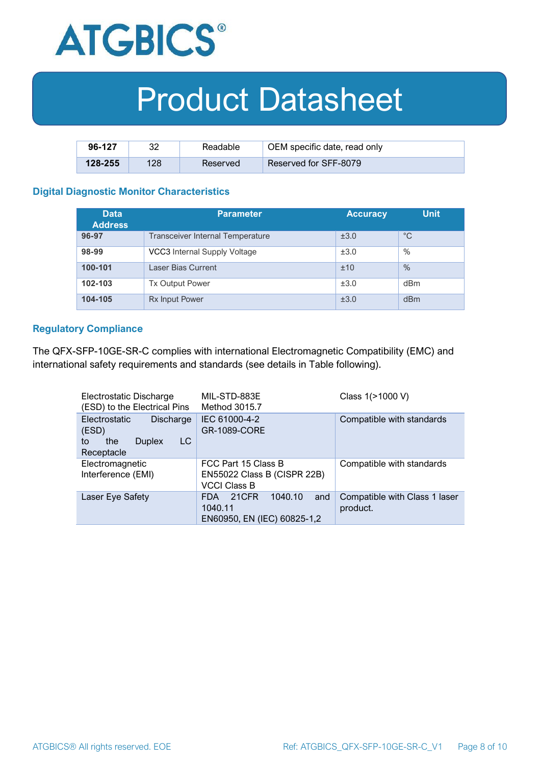| 96-127 | 32 | Readable | OEM specific date, read only |
|---|---|---|---|
| 128-255 | 128 | Reserved | Reserved for SFF-8079 |

### Digital Diagnostic Monitor Characteristics

| Data Address | Parameter | Accuracy | Unit |
|---|---|---|---|
| 96-97 | Transceiver Internal Temperature | ±3.0 | °C |
| 98-99 | VCC3 Internal Supply Voltage | ±3.0 | % |
| 100-101 | Laser Bias Current | ±10 | % |
| 102-103 | Tx Output Power | ±3.0 | dBm |
| 104-105 | Rx Input Power | ±3.0 | dBm |

### Regulatory Compliance

The QFX-SFP-10GE-SR-C complies with international Electromagnetic Compatibility (EMC) and international safety requirements and standards (see details in Table following).

| | | |
|---|---|---|
| Electrostatic Discharge (ESD) to the Electrical Pins | MIL-STD-883E Method 3015.7 | Class 1(>1000 V) |
| Electrostatic Discharge (ESD) to the Duplex LC Receptacle | IEC 61000-4-2 GR-1089-CORE | Compatible with standards |
| Electromagnetic Interference (EMI) | FCC Part 15 Class B EN55022 Class B (CISPR 22B) VCCI Class B | Compatible with standards |
| Laser Eye Safety | FDA 21CFR 1040.10 and 1040.11 EN60950, EN (IEC) 60825-1,2 | Compatible with Class 1 laser product. |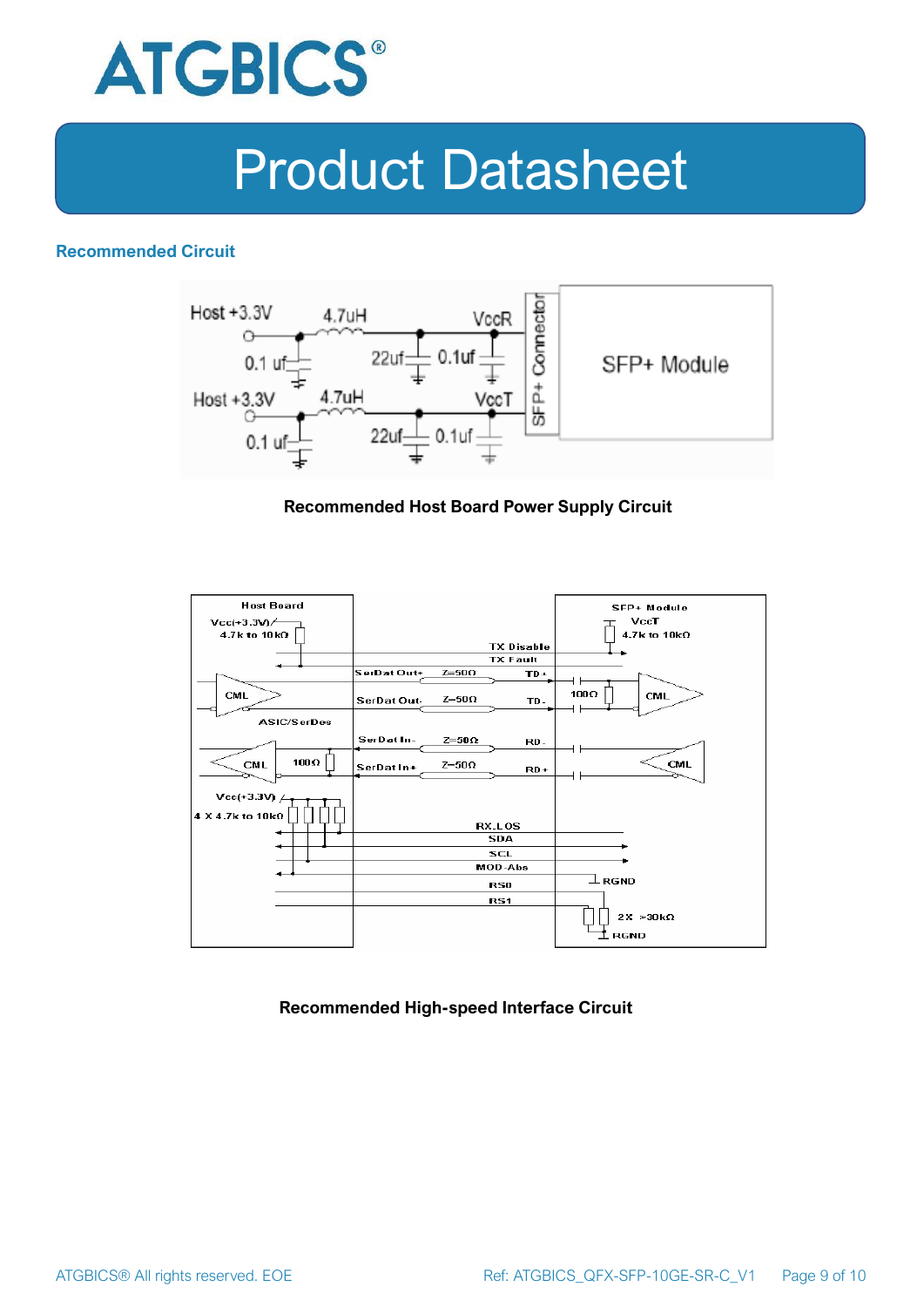## Recommended Circuit

**Recommended Host Board Power Supply Circuit**

**Recommended High-speed Interface Circuit**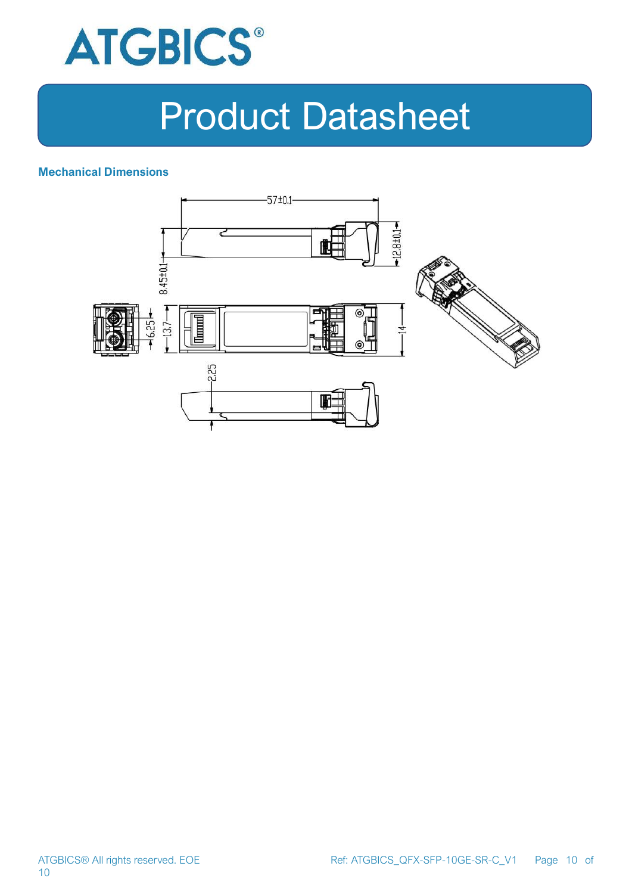#### Mechanical Dimensions

57±0.1

12.8±0.1

8.45±0.1

6.25

13.7

14

2.25